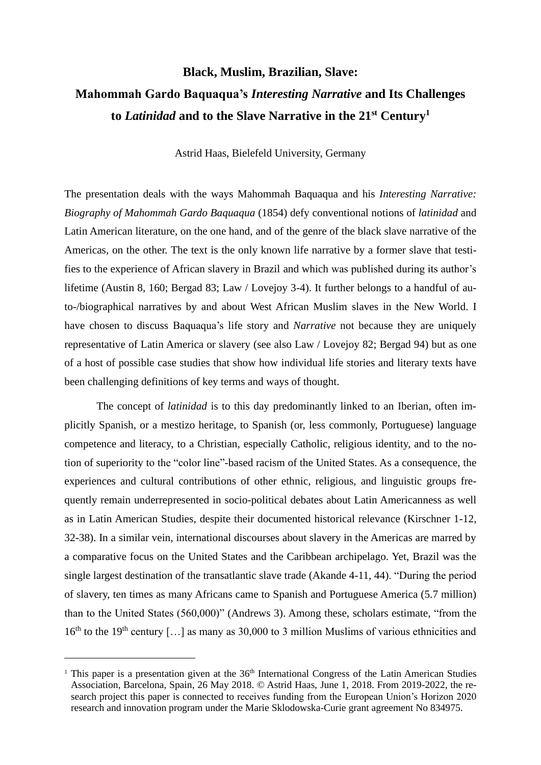# Black, Muslim, Brazilian, Slave: Mahommah Gardo Baquaqua's *Interesting Narrative* and Its Challenges to *Latinidad* and to the Slave Narrative in the 21st Century[1]

Astrid Haas, Bielefeld University, Germany

The presentation deals with the ways Mahommah Baquaqua and his *Interesting Narrative: Biography of Mahommah Gardo Baquaqua* (1854) defy conventional notions of *latinidad* and Latin American literature, on the one hand, and of the genre of the black slave narrative of the Americas, on the other. The text is the only known life narrative by a former slave that testifies to the experience of African slavery in Brazil and which was published during its author's lifetime (Austin 8, 160; Bergad 83; Law / Lovejoy 3-4). It further belongs to a handful of auto-/biographical narratives by and about West African Muslim slaves in the New World. I have chosen to discuss Baquaqua's life story and *Narrative* not because they are uniquely representative of Latin America or slavery (see also Law / Lovejoy 82; Bergad 94) but as one of a host of possible case studies that show how individual life stories and literary texts have been challenging definitions of key terms and ways of thought.

The concept of *latinidad* is to this day predominantly linked to an Iberian, often implicitly Spanish, or a mestizo heritage, to Spanish (or, less commonly, Portuguese) language competence and literacy, to a Christian, especially Catholic, religious identity, and to the notion of superiority to the "color line"-based racism of the United States. As a consequence, the experiences and cultural contributions of other ethnic, religious, and linguistic groups frequently remain underrepresented in socio-political debates about Latin Americanness as well as in Latin American Studies, despite their documented historical relevance (Kirschner 1-12, 32-38). In a similar vein, international discourses about slavery in the Americas are marred by a comparative focus on the United States and the Caribbean archipelago. Yet, Brazil was the single largest destination of the transatlantic slave trade (Akande 4-11, 44). "During the period of slavery, ten times as many Africans came to Spanish and Portuguese America (5.7 million) than to the United States (560,000)" (Andrews 3). Among these, scholars estimate, "from the 16th to the 19th century […] as many as 30,000 to 3 million Muslims of various ethnicities and

[1] This paper is a presentation given at the 36th International Congress of the Latin American Studies Association, Barcelona, Spain, 26 May 2018. © Astrid Haas, June 1, 2018. From 2019-2022, the research project this paper is connected to receives funding from the European Union's Horizon 2020 research and innovation program under the Marie Sklodowska-Curie grant agreement No 834975.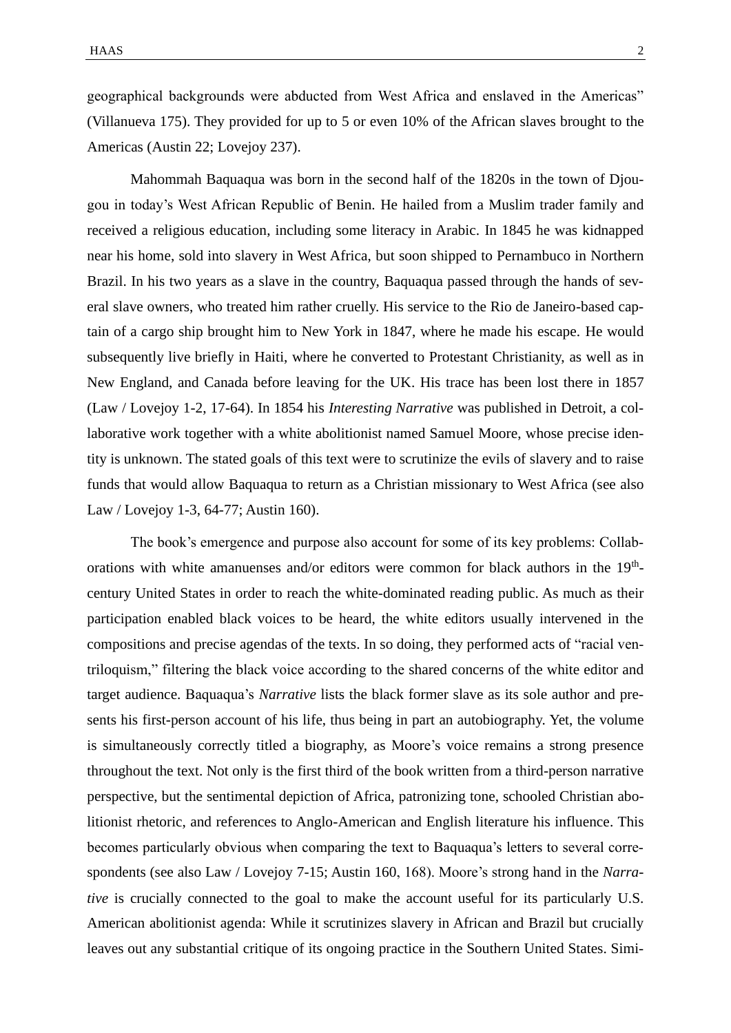geographical backgrounds were abducted from West Africa and enslaved in the Americas" (Villanueva 175). They provided for up to 5 or even 10% of the African slaves brought to the Americas (Austin 22; Lovejoy 237).

Mahommah Baquaqua was born in the second half of the 1820s in the town of Djougou in today's West African Republic of Benin. He hailed from a Muslim trader family and received a religious education, including some literacy in Arabic. In 1845 he was kidnapped near his home, sold into slavery in West Africa, but soon shipped to Pernambuco in Northern Brazil. In his two years as a slave in the country, Baquaqua passed through the hands of several slave owners, who treated him rather cruelly. His service to the Rio de Janeiro-based captain of a cargo ship brought him to New York in 1847, where he made his escape. He would subsequently live briefly in Haiti, where he converted to Protestant Christianity, as well as in New England, and Canada before leaving for the UK. His trace has been lost there in 1857 (Law / Lovejoy 1-2, 17-64). In 1854 his *Interesting Narrative* was published in Detroit, a collaborative work together with a white abolitionist named Samuel Moore, whose precise identity is unknown. The stated goals of this text were to scrutinize the evils of slavery and to raise funds that would allow Baquaqua to return as a Christian missionary to West Africa (see also Law / Lovejoy 1-3, 64-77; Austin 160).

The book's emergence and purpose also account for some of its key problems: Collaborations with white amanuenses and/or editors were common for black authors in the 19th-century United States in order to reach the white-dominated reading public. As much as their participation enabled black voices to be heard, the white editors usually intervened in the compositions and precise agendas of the texts. In so doing, they performed acts of "racial ventriloquism," filtering the black voice according to the shared concerns of the white editor and target audience. Baquaqua's *Narrative* lists the black former slave as its sole author and presents his first-person account of his life, thus being in part an autobiography. Yet, the volume is simultaneously correctly titled a biography, as Moore's voice remains a strong presence throughout the text. Not only is the first third of the book written from a third-person narrative perspective, but the sentimental depiction of Africa, patronizing tone, schooled Christian abolitionist rhetoric, and references to Anglo-American and English literature his influence. This becomes particularly obvious when comparing the text to Baquaqua's letters to several correspondents (see also Law / Lovejoy 7-15; Austin 160, 168). Moore's strong hand in the *Narrative* is crucially connected to the goal to make the account useful for its particularly U.S. American abolitionist agenda: While it scrutinizes slavery in African and Brazil but crucially leaves out any substantial critique of its ongoing practice in the Southern United States. Simi-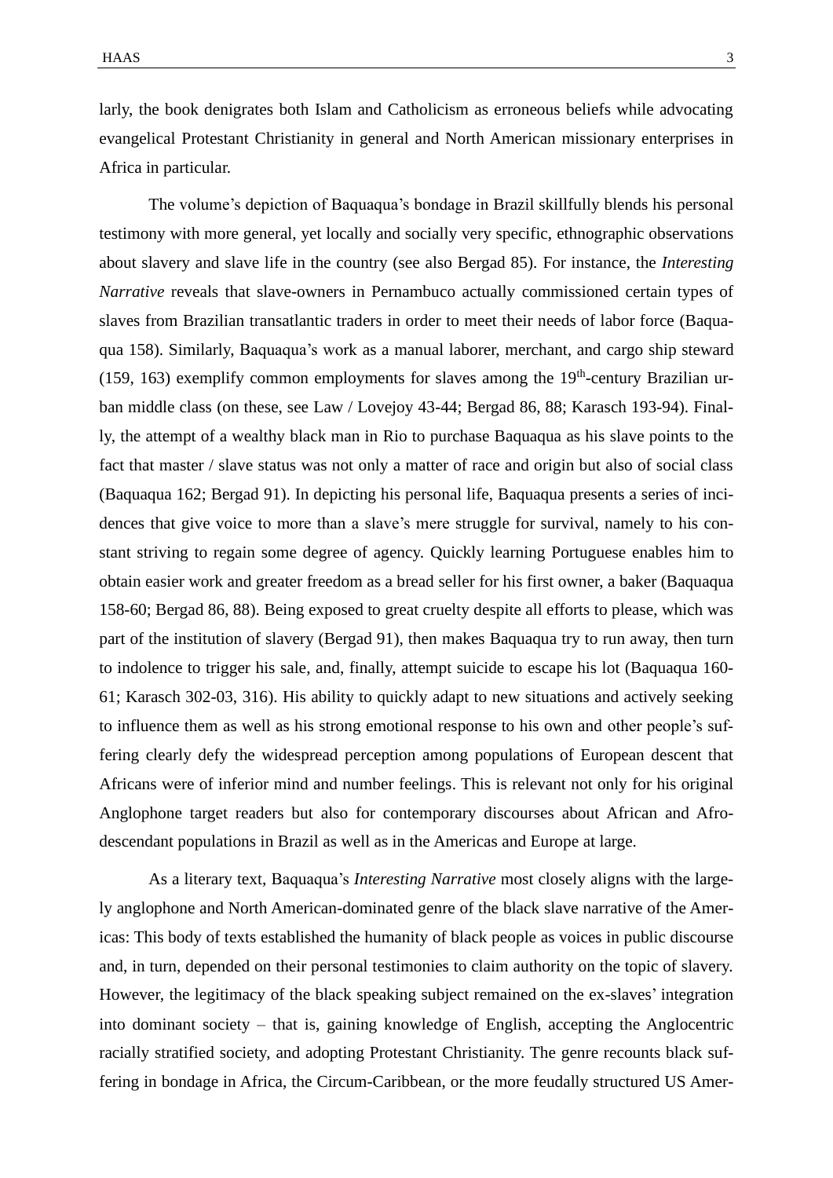larly, the book denigrates both Islam and Catholicism as erroneous beliefs while advocating evangelical Protestant Christianity in general and North American missionary enterprises in Africa in particular.

The volume's depiction of Baquaqua's bondage in Brazil skillfully blends his personal testimony with more general, yet locally and socially very specific, ethnographic observations about slavery and slave life in the country (see also Bergad 85). For instance, the *Interesting Narrative* reveals that slave-owners in Pernambuco actually commissioned certain types of slaves from Brazilian transatlantic traders in order to meet their needs of labor force (Baquaqua 158). Similarly, Baquaqua's work as a manual laborer, merchant, and cargo ship steward (159, 163) exemplify common employments for slaves among the 19th-century Brazilian urban middle class (on these, see Law / Lovejoy 43-44; Bergad 86, 88; Karasch 193-94). Finally, the attempt of a wealthy black man in Rio to purchase Baquaqua as his slave points to the fact that master / slave status was not only a matter of race and origin but also of social class (Baquaqua 162; Bergad 91). In depicting his personal life, Baquaqua presents a series of incidences that give voice to more than a slave's mere struggle for survival, namely to his constant striving to regain some degree of agency. Quickly learning Portuguese enables him to obtain easier work and greater freedom as a bread seller for his first owner, a baker (Baquaqua 158-60; Bergad 86, 88). Being exposed to great cruelty despite all efforts to please, which was part of the institution of slavery (Bergad 91), then makes Baquaqua try to run away, then turn to indolence to trigger his sale, and, finally, attempt suicide to escape his lot (Baquaqua 160-61; Karasch 302-03, 316). His ability to quickly adapt to new situations and actively seeking to influence them as well as his strong emotional response to his own and other people's suffering clearly defy the widespread perception among populations of European descent that Africans were of inferior mind and number feelings. This is relevant not only for his original Anglophone target readers but also for contemporary discourses about African and Afro-descendant populations in Brazil as well as in the Americas and Europe at large.

As a literary text, Baquaqua's *Interesting Narrative* most closely aligns with the largely anglophone and North American-dominated genre of the black slave narrative of the Americas: This body of texts established the humanity of black people as voices in public discourse and, in turn, depended on their personal testimonies to claim authority on the topic of slavery. However, the legitimacy of the black speaking subject remained on the ex-slaves' integration into dominant society – that is, gaining knowledge of English, accepting the Anglocentric racially stratified society, and adopting Protestant Christianity. The genre recounts black suffering in bondage in Africa, the Circum-Caribbean, or the more feudally structured US Amer-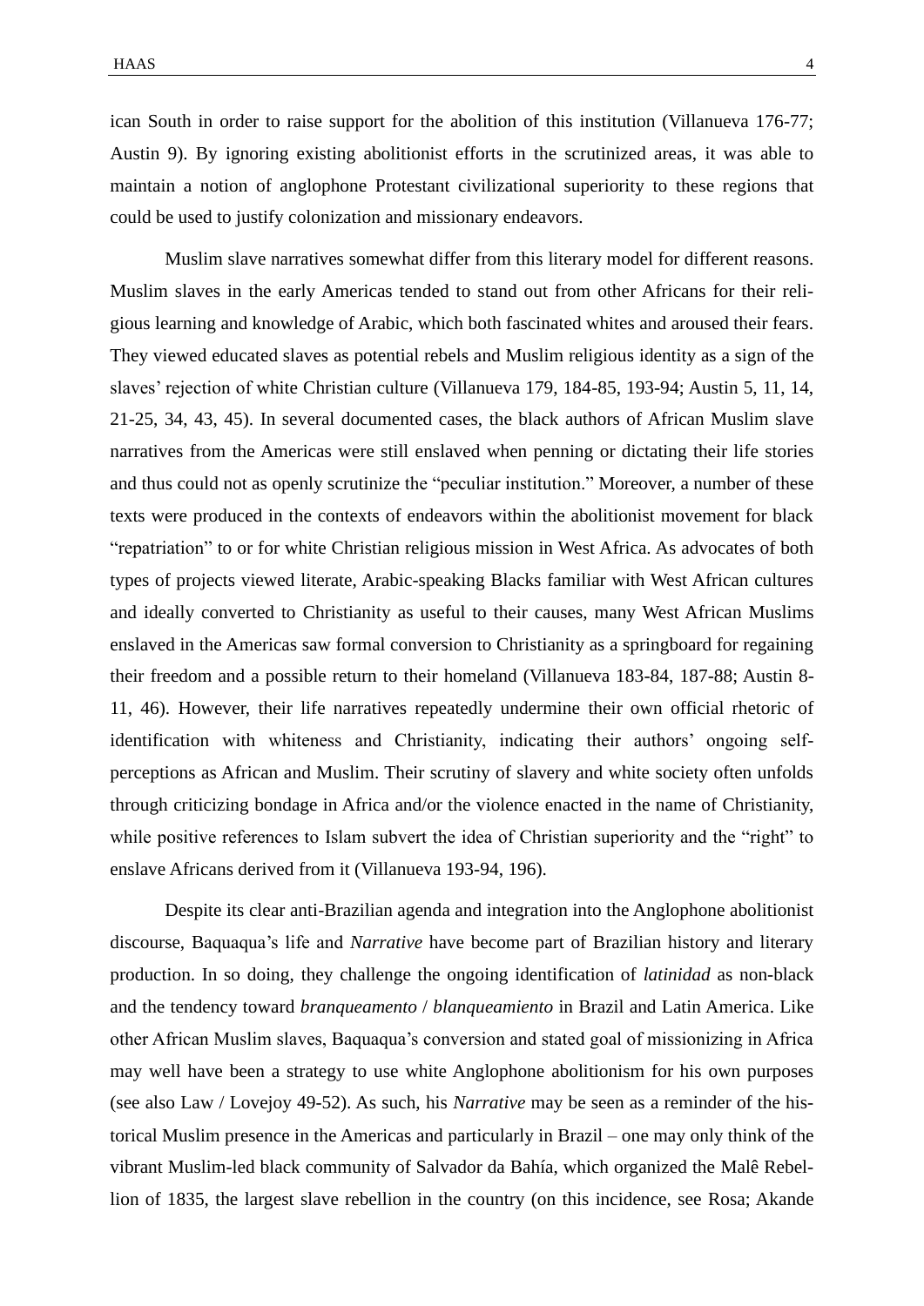ican South in order to raise support for the abolition of this institution (Villanueva 176-77; Austin 9). By ignoring existing abolitionist efforts in the scrutinized areas, it was able to maintain a notion of anglophone Protestant civilizational superiority to these regions that could be used to justify colonization and missionary endeavors.

Muslim slave narratives somewhat differ from this literary model for different reasons. Muslim slaves in the early Americas tended to stand out from other Africans for their religious learning and knowledge of Arabic, which both fascinated whites and aroused their fears. They viewed educated slaves as potential rebels and Muslim religious identity as a sign of the slaves' rejection of white Christian culture (Villanueva 179, 184-85, 193-94; Austin 5, 11, 14, 21-25, 34, 43, 45). In several documented cases, the black authors of African Muslim slave narratives from the Americas were still enslaved when penning or dictating their life stories and thus could not as openly scrutinize the "peculiar institution." Moreover, a number of these texts were produced in the contexts of endeavors within the abolitionist movement for black "repatriation" to or for white Christian religious mission in West Africa. As advocates of both types of projects viewed literate, Arabic-speaking Blacks familiar with West African cultures and ideally converted to Christianity as useful to their causes, many West African Muslims enslaved in the Americas saw formal conversion to Christianity as a springboard for regaining their freedom and a possible return to their homeland (Villanueva 183-84, 187-88; Austin 8-11, 46). However, their life narratives repeatedly undermine their own official rhetoric of identification with whiteness and Christianity, indicating their authors' ongoing self-perceptions as African and Muslim. Their scrutiny of slavery and white society often unfolds through criticizing bondage in Africa and/or the violence enacted in the name of Christianity, while positive references to Islam subvert the idea of Christian superiority and the "right" to enslave Africans derived from it (Villanueva 193-94, 196).

Despite its clear anti-Brazilian agenda and integration into the Anglophone abolitionist discourse, Baquaqua's life and *Narrative* have become part of Brazilian history and literary production. In so doing, they challenge the ongoing identification of *latinidad* as non-black and the tendency toward *branqueamento* / *blanqueamiento* in Brazil and Latin America. Like other African Muslim slaves, Baquaqua's conversion and stated goal of missionizing in Africa may well have been a strategy to use white Anglophone abolitionism for his own purposes (see also Law / Lovejoy 49-52). As such, his *Narrative* may be seen as a reminder of the historical Muslim presence in the Americas and particularly in Brazil – one may only think of the vibrant Muslim-led black community of Salvador da Bahía, which organized the Malê Rebellion of 1835, the largest slave rebellion in the country (on this incidence, see Rosa; Akande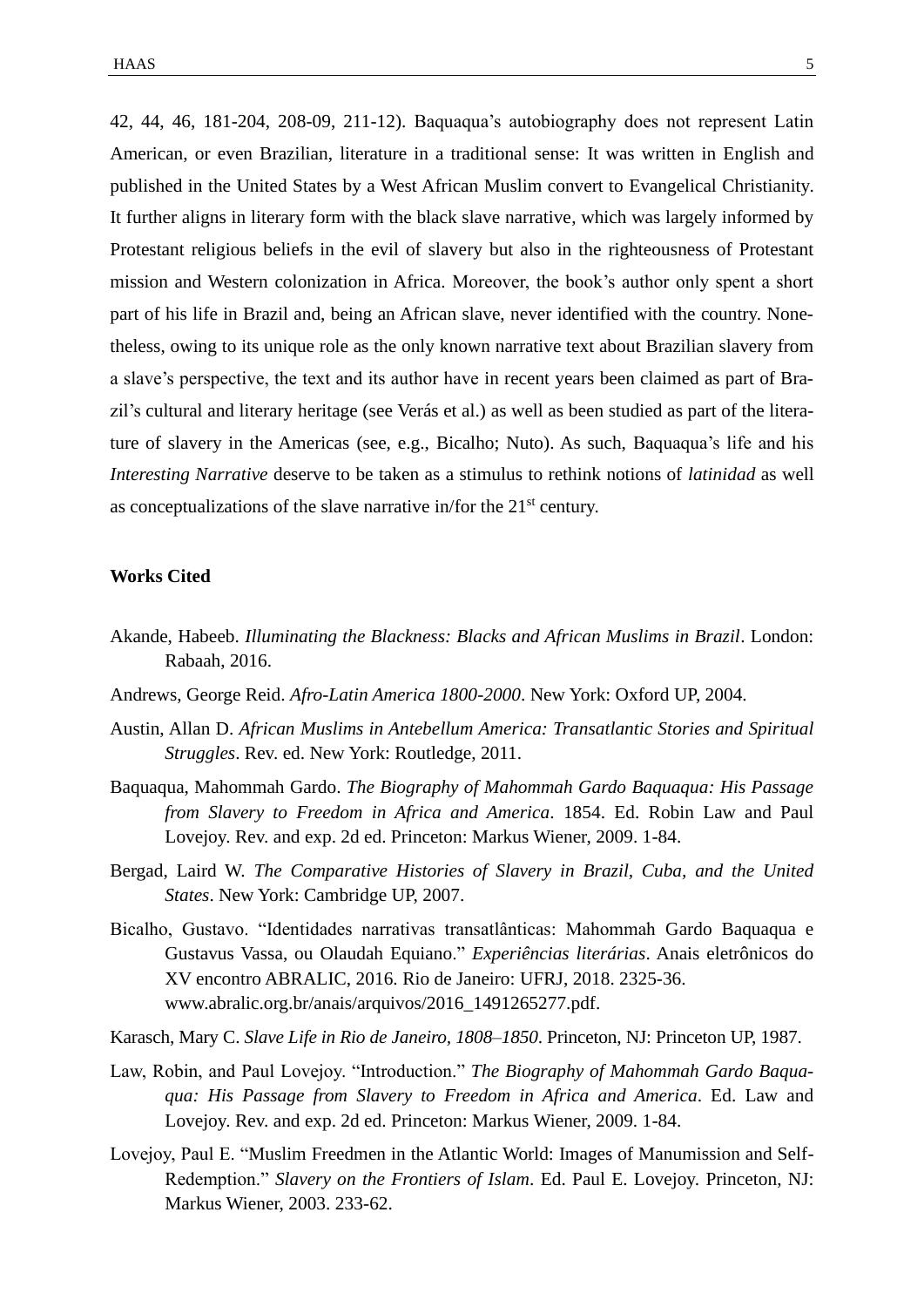42, 44, 46, 181-204, 208-09, 211-12). Baquaqua's autobiography does not represent Latin American, or even Brazilian, literature in a traditional sense: It was written in English and published in the United States by a West African Muslim convert to Evangelical Christianity. It further aligns in literary form with the black slave narrative, which was largely informed by Protestant religious beliefs in the evil of slavery but also in the righteousness of Protestant mission and Western colonization in Africa. Moreover, the book's author only spent a short part of his life in Brazil and, being an African slave, never identified with the country. Nonetheless, owing to its unique role as the only known narrative text about Brazilian slavery from a slave's perspective, the text and its author have in recent years been claimed as part of Brazil's cultural and literary heritage (see Verás et al.) as well as been studied as part of the literature of slavery in the Americas (see, e.g., Bicalho; Nuto). As such, Baquaqua's life and his *Interesting Narrative* deserve to be taken as a stimulus to rethink notions of *latinidad* as well as conceptualizations of the slave narrative in/for the 21st century.

## Works Cited

Akande, Habeeb. *Illuminating the Blackness: Blacks and African Muslims in Brazil*. London: Rabaah, 2016.

Andrews, George Reid. *Afro-Latin America 1800-2000*. New York: Oxford UP, 2004.

Austin, Allan D. *African Muslims in Antebellum America: Transatlantic Stories and Spiritual Struggles*. Rev. ed. New York: Routledge, 2011.

Baquaqua, Mahommah Gardo. *The Biography of Mahommah Gardo Baquaqua: His Passage from Slavery to Freedom in Africa and America*. 1854. Ed. Robin Law and Paul Lovejoy. Rev. and exp. 2d ed. Princeton: Markus Wiener, 2009. 1-84.

Bergad, Laird W. *The Comparative Histories of Slavery in Brazil, Cuba, and the United States*. New York: Cambridge UP, 2007.

Bicalho, Gustavo. "Identidades narrativas transatlânticas: Mahommah Gardo Baquaqua e Gustavus Vassa, ou Olaudah Equiano." *Experiências literárias*. Anais eletrônicos do XV encontro ABRALIC, 2016. Rio de Janeiro: UFRJ, 2018. 2325-36. www.abralic.org.br/anais/arquivos/2016_1491265277.pdf.

Karasch, Mary C. *Slave Life in Rio de Janeiro, 1808–1850*. Princeton, NJ: Princeton UP, 1987.

Law, Robin, and Paul Lovejoy. "Introduction." *The Biography of Mahommah Gardo Baquaqua: His Passage from Slavery to Freedom in Africa and America*. Ed. Law and Lovejoy. Rev. and exp. 2d ed. Princeton: Markus Wiener, 2009. 1-84.

Lovejoy, Paul E. "Muslim Freedmen in the Atlantic World: Images of Manumission and Self-Redemption." *Slavery on the Frontiers of Islam*. Ed. Paul E. Lovejoy. Princeton, NJ: Markus Wiener, 2003. 233-62.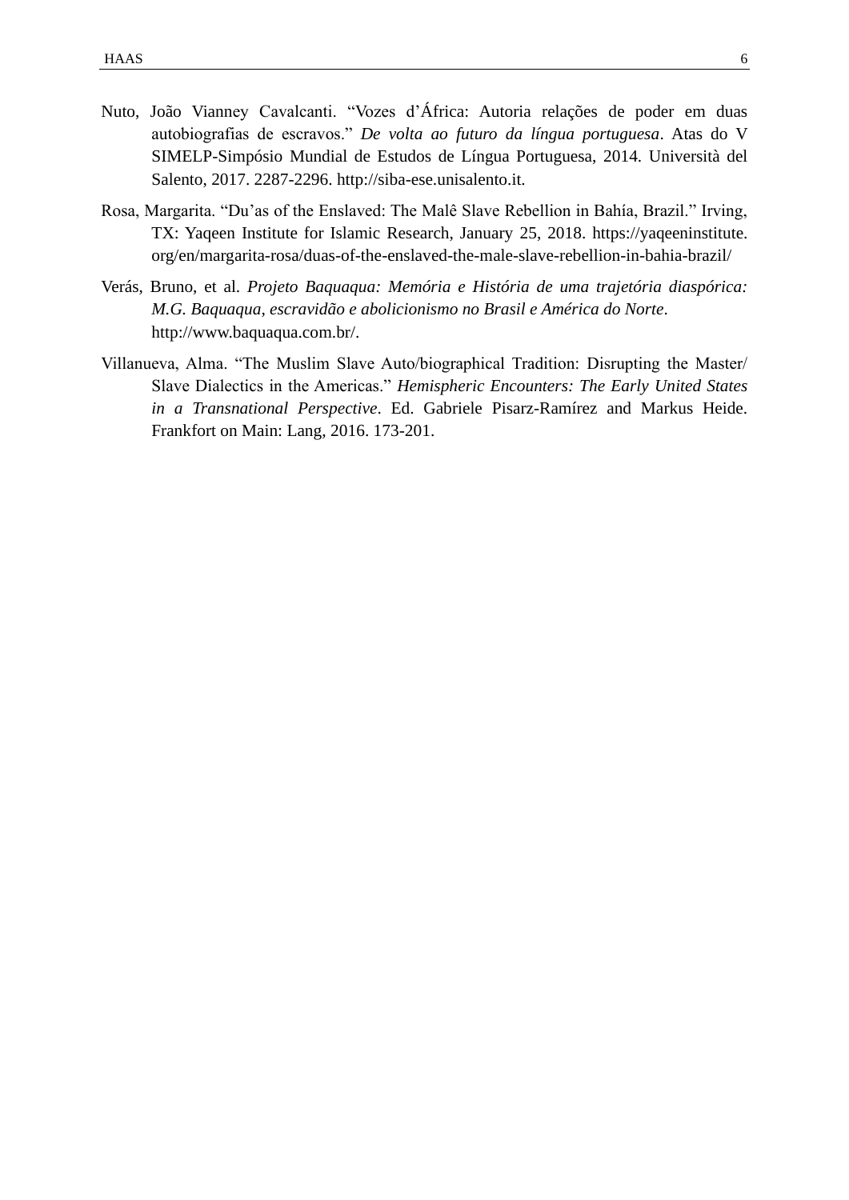Nuto, João Vianney Cavalcanti. “Vozes d’África: Autoria relações de poder em duas autobiografias de escravos.” *De volta ao futuro da língua portuguesa*. Atas do V SIMELP-Simpósio Mundial de Estudos de Língua Portuguesa, 2014. Università del Salento, 2017. 2287-2296. http://siba-ese.unisalento.it.

Rosa, Margarita. “Du’as of the Enslaved: The Malê Slave Rebellion in Bahía, Brazil.” Irving, TX: Yaqeen Institute for Islamic Research, January 25, 2018. https://yaqeeninstitute.org/en/margarita-rosa/duas-of-the-enslaved-the-male-slave-rebellion-in-bahia-brazil/

Verás, Bruno, et al. *Projeto Baquaqua: Memória e História de uma trajetória diaspórica: M.G. Baquaqua, escravidão e abolicionismo no Brasil e América do Norte*. http://www.baquaqua.com.br/.

Villanueva, Alma. “The Muslim Slave Auto/biographical Tradition: Disrupting the Master/Slave Dialectics in the Americas.” *Hemispheric Encounters: The Early United States in a Transnational Perspective*. Ed. Gabriele Pisarz-Ramírez and Markus Heide. Frankfort on Main: Lang, 2016. 173-201.